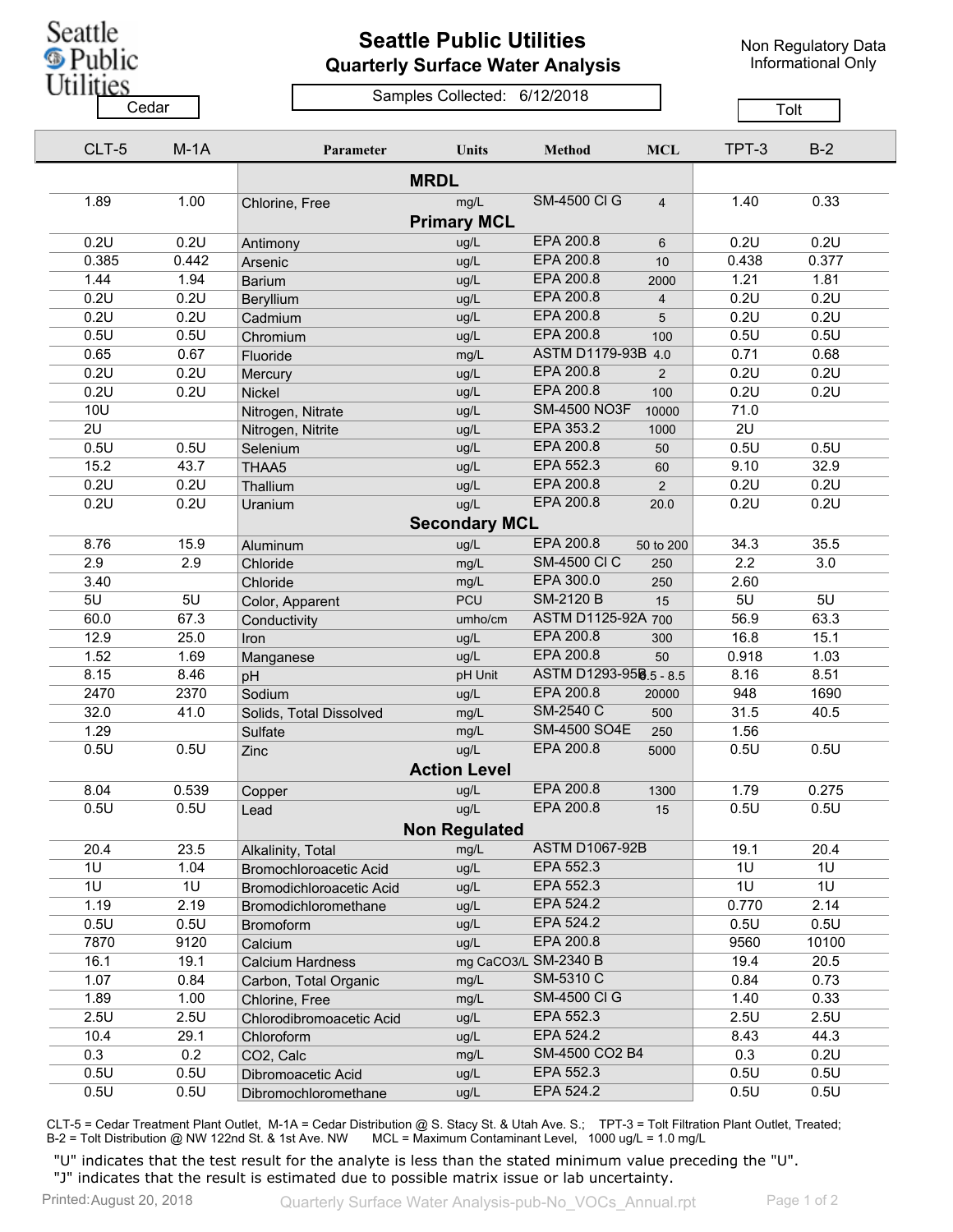# Seattle Public Utilities

## Quarterly Surface Water Analysis

Non Regulatory Data
Informational Only

Samples Collected: 6/12/2018

| Cedar | | | | | | Tolt | |
|---|---|---|---|---|---|---|---|
| CLT-5 | M-1A | Parameter | Units | Method | MCL | TPT-3 | B-2 |
| | | **MRDL** | | | | | |
| 1.89 | 1.00 | Chlorine, Free | mg/L | SM-4500 Cl G | 4 | 1.40 | 0.33 |
| | | **Primary MCL** | | | | | |
| 0.2U | 0.2U | Antimony | ug/L | EPA 200.8 | 6 | 0.2U | 0.2U |
| 0.385 | 0.442 | Arsenic | ug/L | EPA 200.8 | 10 | 0.438 | 0.377 |
| 1.44 | 1.94 | Barium | ug/L | EPA 200.8 | 2000 | 1.21 | 1.81 |
| 0.2U | 0.2U | Beryllium | ug/L | EPA 200.8 | 4 | 0.2U | 0.2U |
| 0.2U | 0.2U | Cadmium | ug/L | EPA 200.8 | 5 | 0.2U | 0.2U |
| 0.5U | 0.5U | Chromium | ug/L | EPA 200.8 | 100 | 0.5U | 0.5U |
| 0.65 | 0.67 | Fluoride | mg/L | ASTM D1179-93B | 4.0 | 0.71 | 0.68 |
| 0.2U | 0.2U | Mercury | ug/L | EPA 200.8 | 2 | 0.2U | 0.2U |
| 0.2U | 0.2U | Nickel | ug/L | EPA 200.8 | 100 | 0.2U | 0.2U |
| 10U | | Nitrogen, Nitrate | ug/L | SM-4500 NO3F | 10000 | 71.0 | |
| 2U | | Nitrogen, Nitrite | ug/L | EPA 353.2 | 1000 | 2U | |
| 0.5U | 0.5U | Selenium | ug/L | EPA 200.8 | 50 | 0.5U | 0.5U |
| 15.2 | 43.7 | THAA5 | ug/L | EPA 552.3 | 60 | 9.10 | 32.9 |
| 0.2U | 0.2U | Thallium | ug/L | EPA 200.8 | 2 | 0.2U | 0.2U |
| 0.2U | 0.2U | Uranium | ug/L | EPA 200.8 | 20.0 | 0.2U | 0.2U |
| | | **Secondary MCL** | | | | | |
| 8.76 | 15.9 | Aluminum | ug/L | EPA 200.8 | 50 to 200 | 34.3 | 35.5 |
| 2.9 | 2.9 | Chloride | mg/L | SM-4500 Cl C | 250 | 2.2 | 3.0 |
| 3.40 | | Chloride | mg/L | EPA 300.0 | 250 | 2.60 | |
| 5U | 5U | Color, Apparent | PCU | SM-2120 B | 15 | 5U | 5U |
| 60.0 | 67.3 | Conductivity | umho/cm | ASTM D1125-92A | 700 | 56.9 | 63.3 |
| 12.9 | 25.0 | Iron | ug/L | EPA 200.8 | 300 | 16.8 | 15.1 |
| 1.52 | 1.69 | Manganese | ug/L | EPA 200.8 | 50 | 0.918 | 1.03 |
| 8.15 | 8.46 | pH | pH Unit | ASTM D1293-95B | 6.5 - 8.5 | 8.16 | 8.51 |
| 2470 | 2370 | Sodium | ug/L | EPA 200.8 | 20000 | 948 | 1690 |
| 32.0 | 41.0 | Solids, Total Dissolved | mg/L | SM-2540 C | 500 | 31.5 | 40.5 |
| 1.29 | | Sulfate | mg/L | SM-4500 SO4E | 250 | 1.56 | |
| 0.5U | 0.5U | Zinc | ug/L | EPA 200.8 | 5000 | 0.5U | 0.5U |
| | | **Action Level** | | | | | |
| 8.04 | 0.539 | Copper | ug/L | EPA 200.8 | 1300 | 1.79 | 0.275 |
| 0.5U | 0.5U | Lead | ug/L | EPA 200.8 | 15 | 0.5U | 0.5U |
| | | **Non Regulated** | | | | | |
| 20.4 | 23.5 | Alkalinity, Total | mg/L | ASTM D1067-92B | | 19.1 | 20.4 |
| 1U | 1.04 | Bromochloroacetic Acid | ug/L | EPA 552.3 | | 1U | 1U |
| 1U | 1U | Bromodichloroacetic Acid | ug/L | EPA 552.3 | | 1U | 1U |
| 1.19 | 2.19 | Bromodichloromethane | ug/L | EPA 524.2 | | 0.770 | 2.14 |
| 0.5U | 0.5U | Bromoform | ug/L | EPA 524.2 | | 0.5U | 0.5U |
| 7870 | 9120 | Calcium | ug/L | EPA 200.8 | | 9560 | 10100 |
| 16.1 | 19.1 | Calcium Hardness | mg CaCO3/L | SM-2340 B | | 19.4 | 20.5 |
| 1.07 | 0.84 | Carbon, Total Organic | mg/L | SM-5310 C | | 0.84 | 0.73 |
| 1.89 | 1.00 | Chlorine, Free | mg/L | SM-4500 Cl G | | 1.40 | 0.33 |
| 2.5U | 2.5U | Chlorodibromoacetic Acid | ug/L | EPA 552.3 | | 2.5U | 2.5U |
| 10.4 | 29.1 | Chloroform | ug/L | EPA 524.2 | | 8.43 | 44.3 |
| 0.3 | 0.2 | CO2, Calc | mg/L | SM-4500 CO2 B4 | | 0.3 | 0.2U |
| 0.5U | 0.5U | Dibromoacetic Acid | ug/L | EPA 552.3 | | 0.5U | 0.5U |
| 0.5U | 0.5U | Dibromochloromethane | ug/L | EPA 524.2 | | 0.5U | 0.5U |

CLT-5 = Cedar Treatment Plant Outlet, M-1A = Cedar Distribution @ S. Stacy St. & Utah Ave. S.; TPT-3 = Tolt Filtration Plant Outlet, Treated; B-2 = Tolt Distribution @ NW 122nd St. & 1st Ave. NW MCL = Maximum Contaminant Level, 1000 ug/L = 1.0 mg/L

"U" indicates that the test result for the analyte is less than the stated minimum value preceding the "U".
"J" indicates that the result is estimated due to possible matrix issue or lab uncertainty.

Printed: August 20, 2018 Quarterly Surface Water Analysis-pub-No_VOCs_Annual.rpt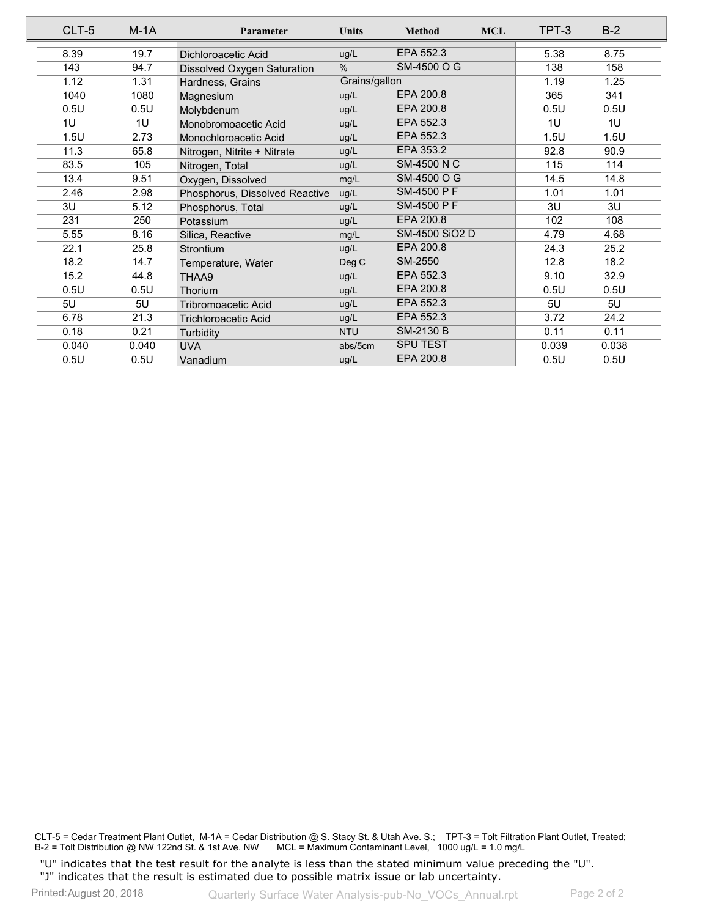| CLT-5 | M-1A | Parameter | Units | Method | MCL | TPT-3 | B-2 |
|---|---|---|---|---|---|---|---|
| 8.39 | 19.7 | Dichloroacetic Acid | ug/L | EPA 552.3 | | 5.38 | 8.75 |
| 143 | 94.7 | Dissolved Oxygen Saturation | % | SM-4500 O G | | 138 | 158 |
| 1.12 | 1.31 | Hardness, Grains | Grains/gallon | | | 1.19 | 1.25 |
| 1040 | 1080 | Magnesium | ug/L | EPA 200.8 | | 365 | 341 |
| 0.5U | 0.5U | Molybdenum | ug/L | EPA 200.8 | | 0.5U | 0.5U |
| 1U | 1U | Monobromoacetic Acid | ug/L | EPA 552.3 | | 1U | 1U |
| 1.5U | 2.73 | Monochloroacetic Acid | ug/L | EPA 552.3 | | 1.5U | 1.5U |
| 11.3 | 65.8 | Nitrogen, Nitrite + Nitrate | ug/L | EPA 353.2 | | 92.8 | 90.9 |
| 83.5 | 105 | Nitrogen, Total | ug/L | SM-4500 N C | | 115 | 114 |
| 13.4 | 9.51 | Oxygen, Dissolved | mg/L | SM-4500 O G | | 14.5 | 14.8 |
| 2.46 | 2.98 | Phosphorus, Dissolved Reactive | ug/L | SM-4500 P F | | 1.01 | 1.01 |
| 3U | 5.12 | Phosphorus, Total | ug/L | SM-4500 P F | | 3U | 3U |
| 231 | 250 | Potassium | ug/L | EPA 200.8 | | 102 | 108 |
| 5.55 | 8.16 | Silica, Reactive | mg/L | SM-4500 SiO2 D | | 4.79 | 4.68 |
| 22.1 | 25.8 | Strontium | ug/L | EPA 200.8 | | 24.3 | 25.2 |
| 18.2 | 14.7 | Temperature, Water | Deg C | SM-2550 | | 12.8 | 18.2 |
| 15.2 | 44.8 | THAA9 | ug/L | EPA 552.3 | | 9.10 | 32.9 |
| 0.5U | 0.5U | Thorium | ug/L | EPA 200.8 | | 0.5U | 0.5U |
| 5U | 5U | Tribromoacetic Acid | ug/L | EPA 552.3 | | 5U | 5U |
| 6.78 | 21.3 | Trichloroacetic Acid | ug/L | EPA 552.3 | | 3.72 | 24.2 |
| 0.18 | 0.21 | Turbidity | NTU | SM-2130 B | | 0.11 | 0.11 |
| 0.040 | 0.040 | UVA | abs/5cm | SPU TEST | | 0.039 | 0.038 |
| 0.5U | 0.5U | Vanadium | ug/L | EPA 200.8 | | 0.5U | 0.5U |

CLT-5 = Cedar Treatment Plant Outlet, M-1A = Cedar Distribution @ S. Stacy St. & Utah Ave. S.; TPT-3 = Tolt Filtration Plant Outlet, Treated; B-2 = Tolt Distribution @ NW 122nd St. & 1st Ave. NW MCL = Maximum Contaminant Level, 1000 ug/L = 1.0 mg/L

"U" indicates that the test result for the analyte is less than the stated minimum value preceding the "U".
"J" indicates that the result is estimated due to possible matrix issue or lab uncertainty.

Printed: August 20, 2018